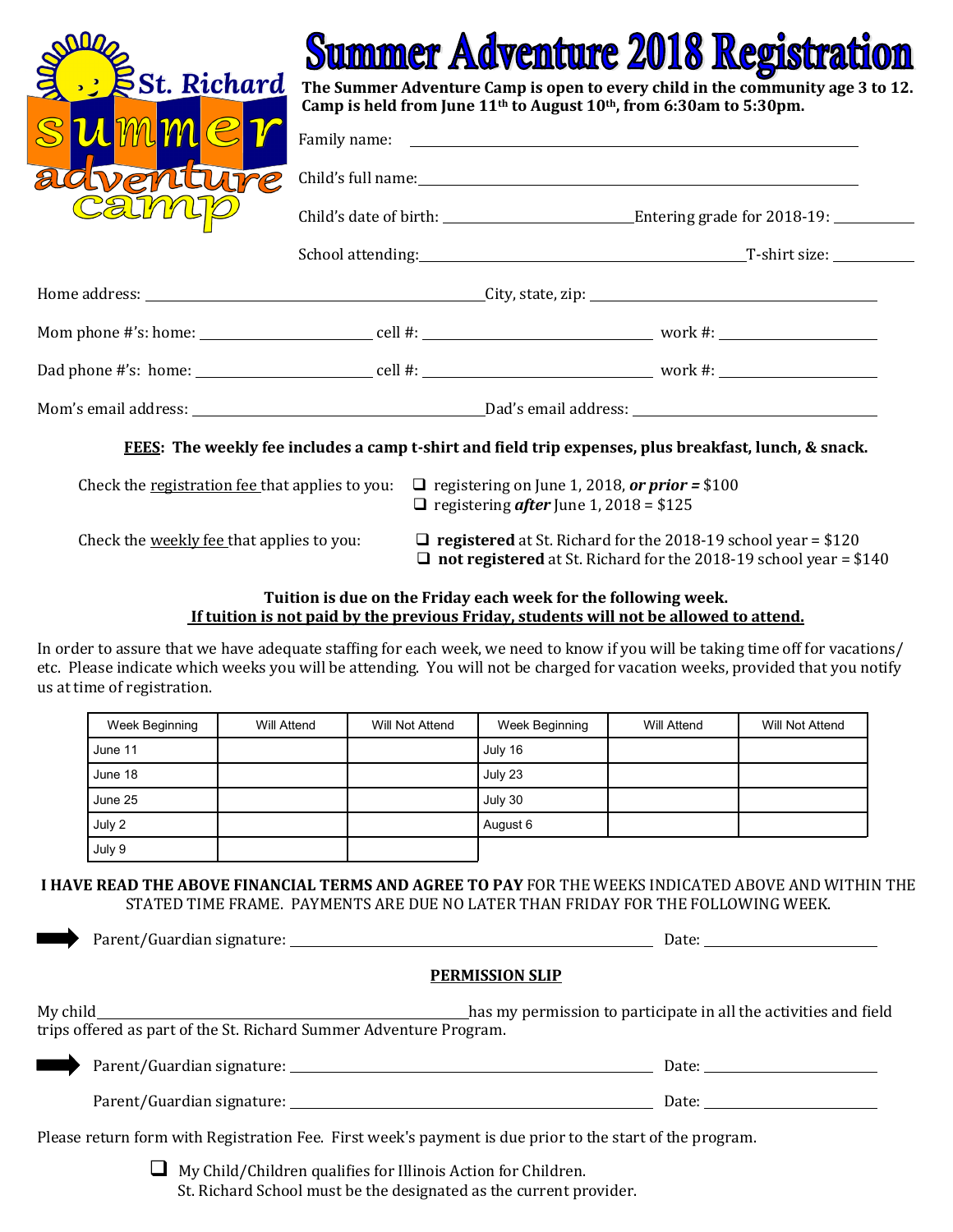St. Richard summer adventure camp

# Summer Adventure 2018 Registration

**The Summer Adventure Camp is open to every child in the community age 3 to 12. Camp is held from June 11th to August 10th, from 6:30am to 5:30pm.**

Family name: ______________________________

Child's full name: ______________________________

Child's date of birth: ____________ Entering grade for 2018-19: ________

School attending: ______________________ T-shirt size: ________

Home address: ______________________ City, state, zip: ______________________

Mom phone #'s: home: ____________ cell #: ____________ work #: ____________

Dad phone #'s: home: ____________ cell #: ____________ work #: ____________

Mom's email address: ______________________ Dad's email address: ______________________

**FEES: The weekly fee includes a camp t-shirt and field trip expenses, plus breakfast, lunch, & snack.**

Check the registration fee that applies to you:
- ❑ registering on June 1, 2018, ***or prior =*** $100
- ❑ registering ***after*** June 1, 2018 = $125

Check the weekly fee that applies to you:
- ❑ **registered** at St. Richard for the 2018-19 school year = $120
- ❑ **not registered** at St. Richard for the 2018-19 school year = $140

**Tuition is due on the Friday each week for the following week.**
**If tuition is not paid by the previous Friday, students will not be allowed to attend.**

In order to assure that we have adequate staffing for each week, we need to know if you will be taking time off for vacations/ etc. Please indicate which weeks you will be attending. You will not be charged for vacation weeks, provided that you notify us at time of registration.

| Week Beginning | Will Attend | Will Not Attend | Week Beginning | Will Attend | Will Not Attend |
|---|---|---|---|---|---|
| June 11 | | | July 16 | | |
| June 18 | | | July 23 | | |
| June 25 | | | July 30 | | |
| July 2 | | | August 6 | | |
| July 9 | | | | | |

**I HAVE READ THE ABOVE FINANCIAL TERMS AND AGREE TO PAY** FOR THE WEEKS INDICATED ABOVE AND WITHIN THE STATED TIME FRAME. PAYMENTS ARE DUE NO LATER THAN FRIDAY FOR THE FOLLOWING WEEK.

➡ Parent/Guardian signature: ______________________ Date: ____________

## PERMISSION SLIP

My child ______________________ has my permission to participate in all the activities and field trips offered as part of the St. Richard Summer Adventure Program.

➡ Parent/Guardian signature: ______________________ Date: ____________

Parent/Guardian signature: ______________________ Date: ____________

Please return form with Registration Fee. First week's payment is due prior to the start of the program.

❑ My Child/Children qualifies for Illinois Action for Children.
St. Richard School must be the designated as the current provider.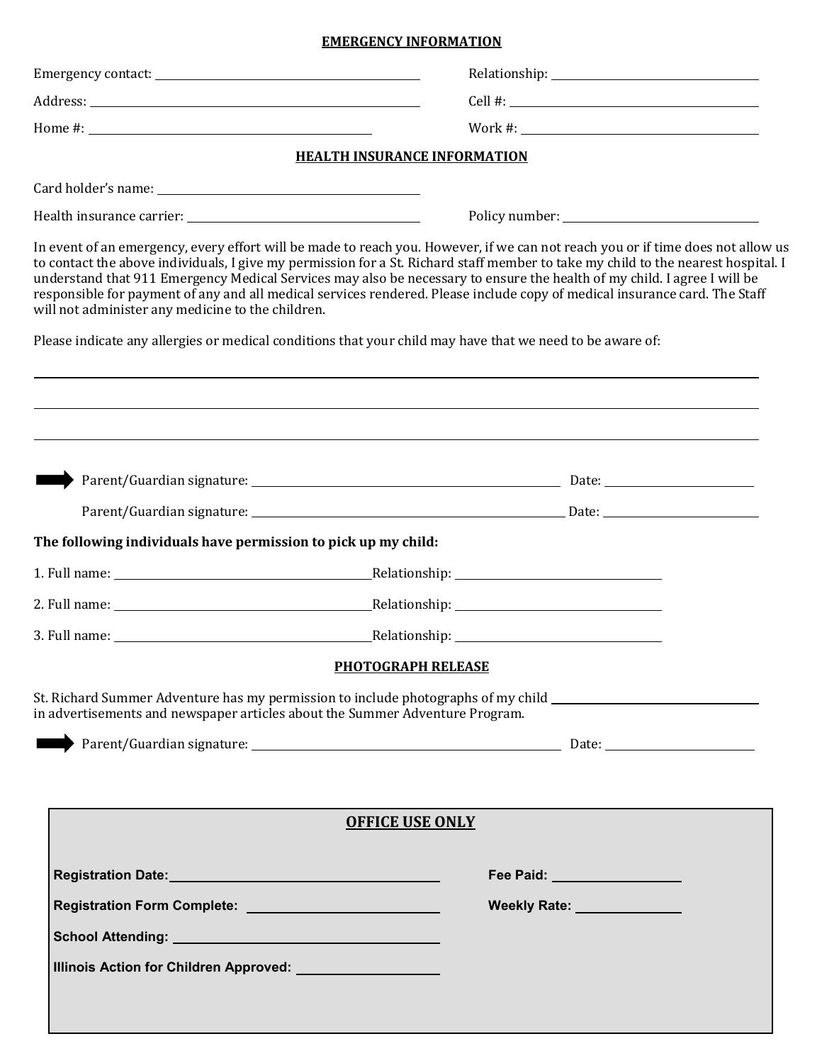## EMERGENCY INFORMATION

Emergency contact: ______________________________ Relationship: ______________________________

Address: ______________________________ Cell #: ______________________________

Home #: ______________________________ Work #: ______________________________

## HEALTH INSURANCE INFORMATION

Card holder's name: ______________________________

Health insurance carrier: ______________________________ Policy number: ______________________________

In event of an emergency, every effort will be made to reach you. However, if we can not reach you or if time does not allow us to contact the above individuals, I give my permission for a St. Richard staff member to take my child to the nearest hospital. I understand that 911 Emergency Medical Services may also be necessary to ensure the health of my child. I agree I will be responsible for payment of any and all medical services rendered. Please include copy of medical insurance card. The Staff will not administer any medicine to the children.

Please indicate any allergies or medical conditions that your child may have that we need to be aware of:

______________________________________________________________________

______________________________________________________________________

______________________________________________________________________

➡ Parent/Guardian signature: ______________________________ Date: ______________

Parent/Guardian signature: ______________________________ Date: ______________

**The following individuals have permission to pick up my child:**

1. Full name: ______________________________ Relationship: ______________________________

2. Full name: ______________________________ Relationship: ______________________________

3. Full name: ______________________________ Relationship: ______________________________

## PHOTOGRAPH RELEASE

St. Richard Summer Adventure has my permission to include photographs of my child ______________________________ in advertisements and newspaper articles about the Summer Adventure Program.

➡ Parent/Guardian signature: ______________________________ Date: ______________

## OFFICE USE ONLY

**Registration Date:** ______________________________ **Fee Paid:** ______________

**Registration Form Complete:** ______________________________ **Weekly Rate:** ______________

**School Attending:** ______________________________

**Illinois Action for Children Approved:** ______________________________